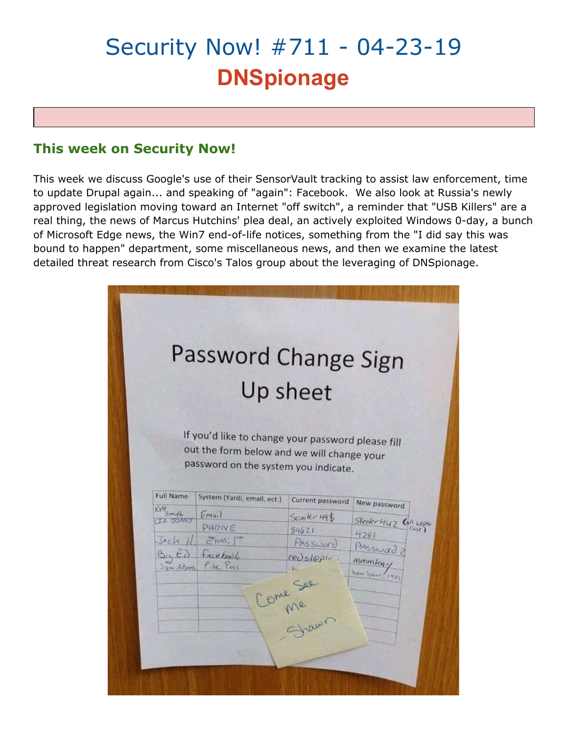# Security Now! #711 - 04-23-19
## DNSpionage

### This week on Security Now!

This week we discuss Google's use of their SensorVault tracking to assist law enforcement, time to update Drupal again... and speaking of "again": Facebook. We also look at Russia's newly approved legislation moving toward an Internet "off switch", a reminder that "USB Killers" are a real thing, the news of Marcus Hutchins' plea deal, an actively exploited Windows 0-day, a bunch of Microsoft Edge news, the Win7 end-of-life notices, something from the "I did say this was bound to happen" department, some miscellaneous news, and then we examine the latest detailed threat research from Cisco's Talos group about the leveraging of DNSpionage.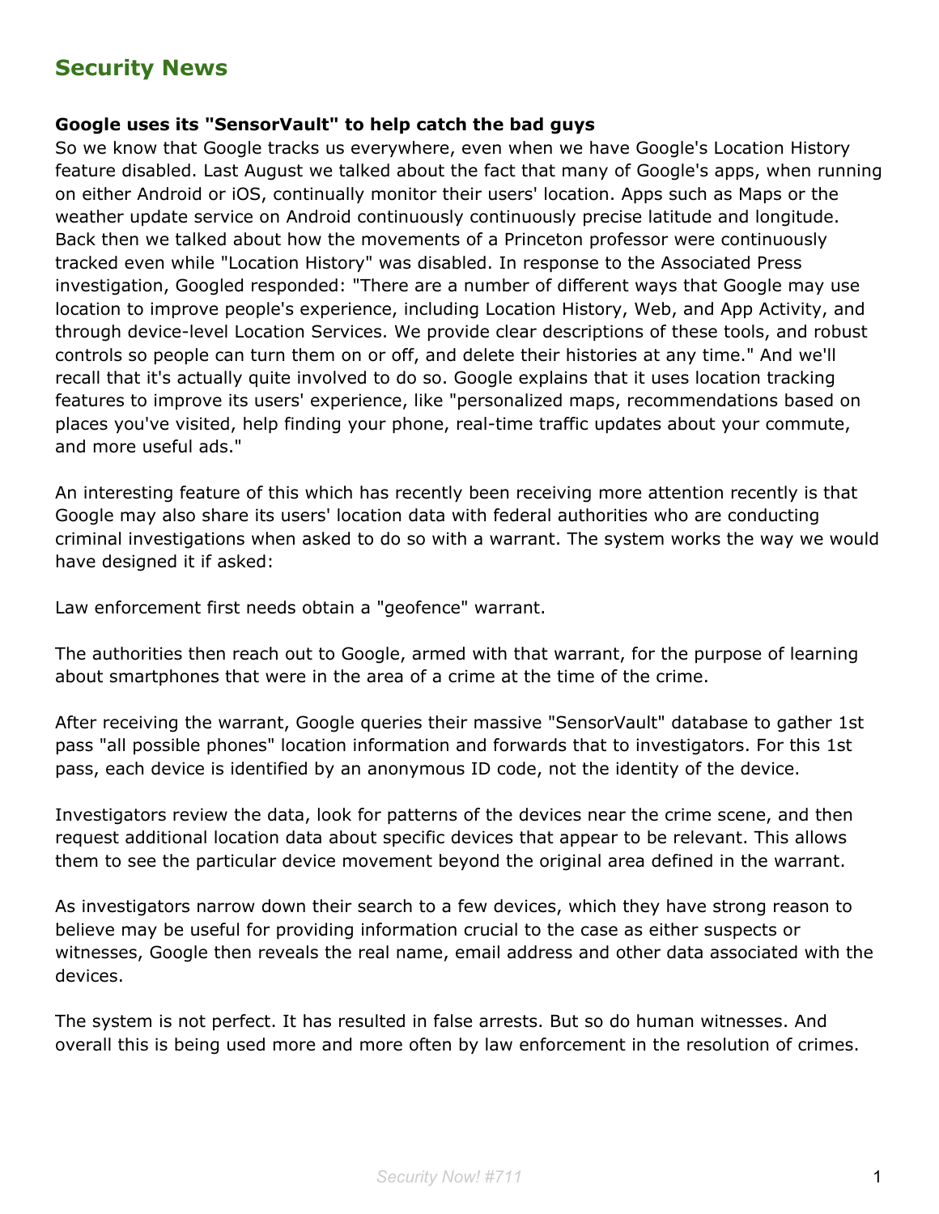## Security News

**Google uses its "SensorVault" to help catch the bad guys**
So we know that Google tracks us everywhere, even when we have Google's Location History feature disabled. Last August we talked about the fact that many of Google's apps, when running on either Android or iOS, continually monitor their users' location. Apps such as Maps or the weather update service on Android continuously continuously precise latitude and longitude. Back then we talked about how the movements of a Princeton professor were continuously tracked even while "Location History" was disabled. In response to the Associated Press investigation, Googled responded: "There are a number of different ways that Google may use location to improve people's experience, including Location History, Web, and App Activity, and through device-level Location Services. We provide clear descriptions of these tools, and robust controls so people can turn them on or off, and delete their histories at any time." And we'll recall that it's actually quite involved to do so. Google explains that it uses location tracking features to improve its users' experience, like "personalized maps, recommendations based on places you've visited, help finding your phone, real-time traffic updates about your commute, and more useful ads."

An interesting feature of this which has recently been receiving more attention recently is that Google may also share its users' location data with federal authorities who are conducting criminal investigations when asked to do so with a warrant. The system works the way we would have designed it if asked:

Law enforcement first needs obtain a "geofence" warrant.

The authorities then reach out to Google, armed with that warrant, for the purpose of learning about smartphones that were in the area of a crime at the time of the crime.

After receiving the warrant, Google queries their massive "SensorVault" database to gather 1st pass "all possible phones" location information and forwards that to investigators. For this 1st pass, each device is identified by an anonymous ID code, not the identity of the device.

Investigators review the data, look for patterns of the devices near the crime scene, and then request additional location data about specific devices that appear to be relevant. This allows them to see the particular device movement beyond the original area defined in the warrant.

As investigators narrow down their search to a few devices, which they have strong reason to believe may be useful for providing information crucial to the case as either suspects or witnesses, Google then reveals the real name, email address and other data associated with the devices.

The system is not perfect. It has resulted in false arrests. But so do human witnesses. And overall this is being used more and more often by law enforcement in the resolution of crimes.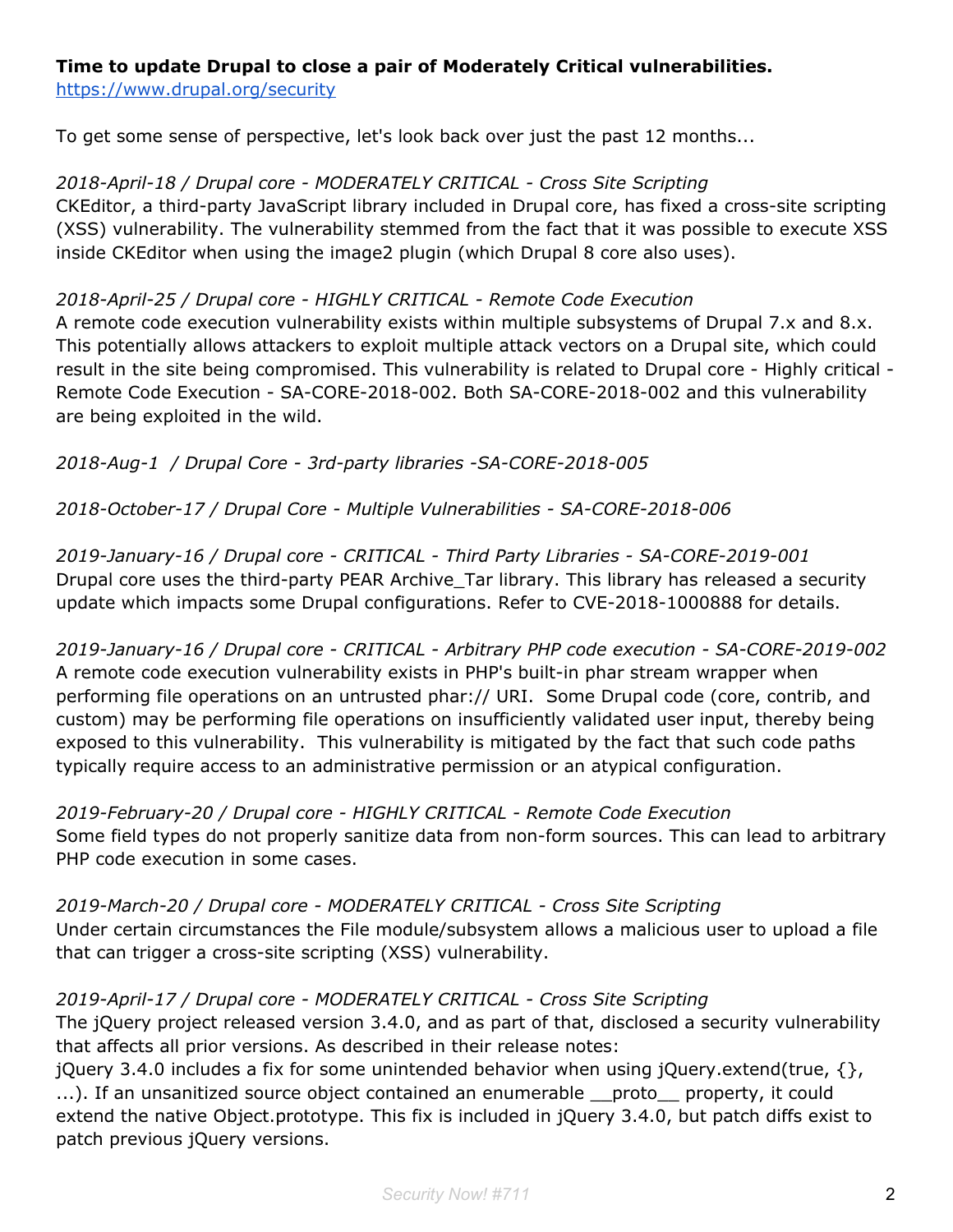**Time to update Drupal to close a pair of Moderately Critical vulnerabilities.**
https://www.drupal.org/security

To get some sense of perspective, let's look back over just the past 12 months...

*2018-April-18 / Drupal core - MODERATELY CRITICAL - Cross Site Scripting*
CKEditor, a third-party JavaScript library included in Drupal core, has fixed a cross-site scripting (XSS) vulnerability. The vulnerability stemmed from the fact that it was possible to execute XSS inside CKEditor when using the image2 plugin (which Drupal 8 core also uses).

*2018-April-25 / Drupal core - HIGHLY CRITICAL - Remote Code Execution*
A remote code execution vulnerability exists within multiple subsystems of Drupal 7.x and 8.x. This potentially allows attackers to exploit multiple attack vectors on a Drupal site, which could result in the site being compromised. This vulnerability is related to Drupal core - Highly critical - Remote Code Execution - SA-CORE-2018-002. Both SA-CORE-2018-002 and this vulnerability are being exploited in the wild.

*2018-Aug-1 / Drupal Core - 3rd-party libraries -SA-CORE-2018-005*

*2018-October-17 / Drupal Core - Multiple Vulnerabilities - SA-CORE-2018-006*

*2019-January-16 / Drupal core - CRITICAL - Third Party Libraries - SA-CORE-2019-001*
Drupal core uses the third-party PEAR Archive_Tar library. This library has released a security update which impacts some Drupal configurations. Refer to CVE-2018-1000888 for details.

*2019-January-16 / Drupal core - CRITICAL - Arbitrary PHP code execution - SA-CORE-2019-002*
A remote code execution vulnerability exists in PHP's built-in phar stream wrapper when performing file operations on an untrusted phar:// URI. Some Drupal code (core, contrib, and custom) may be performing file operations on insufficiently validated user input, thereby being exposed to this vulnerability. This vulnerability is mitigated by the fact that such code paths typically require access to an administrative permission or an atypical configuration.

*2019-February-20 / Drupal core - HIGHLY CRITICAL - Remote Code Execution*
Some field types do not properly sanitize data from non-form sources. This can lead to arbitrary PHP code execution in some cases.

*2019-March-20 / Drupal core - MODERATELY CRITICAL - Cross Site Scripting*
Under certain circumstances the File module/subsystem allows a malicious user to upload a file that can trigger a cross-site scripting (XSS) vulnerability.

*2019-April-17 / Drupal core - MODERATELY CRITICAL - Cross Site Scripting*
The jQuery project released version 3.4.0, and as part of that, disclosed a security vulnerability that affects all prior versions. As described in their release notes:
jQuery 3.4.0 includes a fix for some unintended behavior when using jQuery.extend(true, {}, ...). If an unsanitized source object contained an enumerable __proto__ property, it could extend the native Object.prototype. This fix is included in jQuery 3.4.0, but patch diffs exist to patch previous jQuery versions.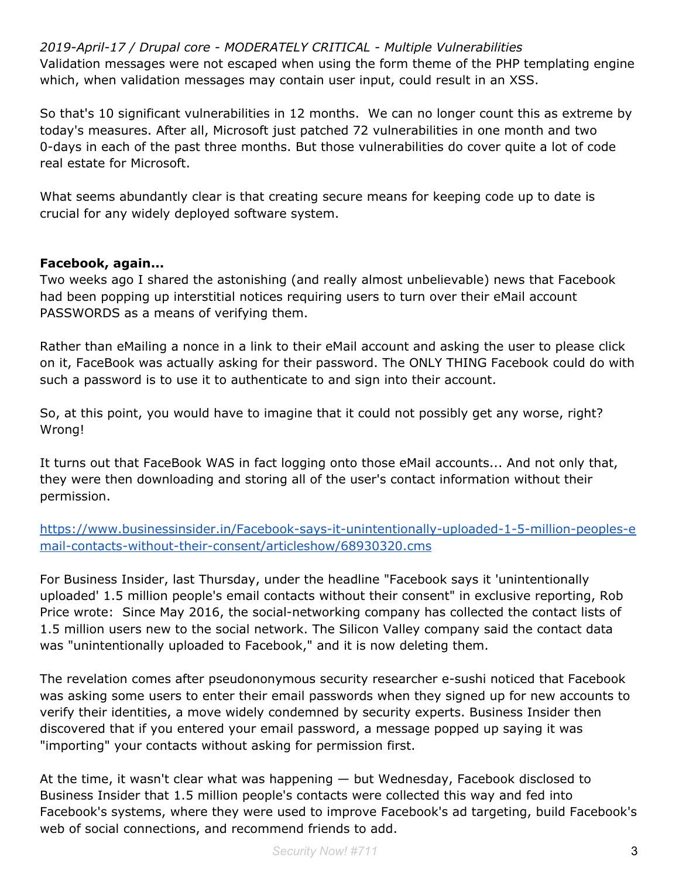*2019-April-17 / Drupal core - MODERATELY CRITICAL - Multiple Vulnerabilities*
Validation messages were not escaped when using the form theme of the PHP templating engine which, when validation messages may contain user input, could result in an XSS.

So that's 10 significant vulnerabilities in 12 months. We can no longer count this as extreme by today's measures. After all, Microsoft just patched 72 vulnerabilities in one month and two 0-days in each of the past three months. But those vulnerabilities do cover quite a lot of code real estate for Microsoft.

What seems abundantly clear is that creating secure means for keeping code up to date is crucial for any widely deployed software system.

**Facebook, again...**
Two weeks ago I shared the astonishing (and really almost unbelievable) news that Facebook had been popping up interstitial notices requiring users to turn over their eMail account PASSWORDS as a means of verifying them.

Rather than eMailing a nonce in a link to their eMail account and asking the user to please click on it, FaceBook was actually asking for their password. The ONLY THING Facebook could do with such a password is to use it to authenticate to and sign into their account.

So, at this point, you would have to imagine that it could not possibly get any worse, right? Wrong!

It turns out that FaceBook WAS in fact logging onto those eMail accounts... And not only that, they were then downloading and storing all of the user's contact information without their permission.

https://www.businessinsider.in/Facebook-says-it-unintentionally-uploaded-1-5-million-peoples-email-contacts-without-their-consent/articleshow/68930320.cms

For Business Insider, last Thursday, under the headline "Facebook says it 'unintentionally uploaded' 1.5 million people's email contacts without their consent" in exclusive reporting, Rob Price wrote: Since May 2016, the social-networking company has collected the contact lists of 1.5 million users new to the social network. The Silicon Valley company said the contact data was "unintentionally uploaded to Facebook," and it is now deleting them.

The revelation comes after pseudononymous security researcher e-sushi noticed that Facebook was asking some users to enter their email passwords when they signed up for new accounts to verify their identities, a move widely condemned by security experts. Business Insider then discovered that if you entered your email password, a message popped up saying it was "importing" your contacts without asking for permission first.

At the time, it wasn't clear what was happening — but Wednesday, Facebook disclosed to Business Insider that 1.5 million people's contacts were collected this way and fed into Facebook's systems, where they were used to improve Facebook's ad targeting, build Facebook's web of social connections, and recommend friends to add.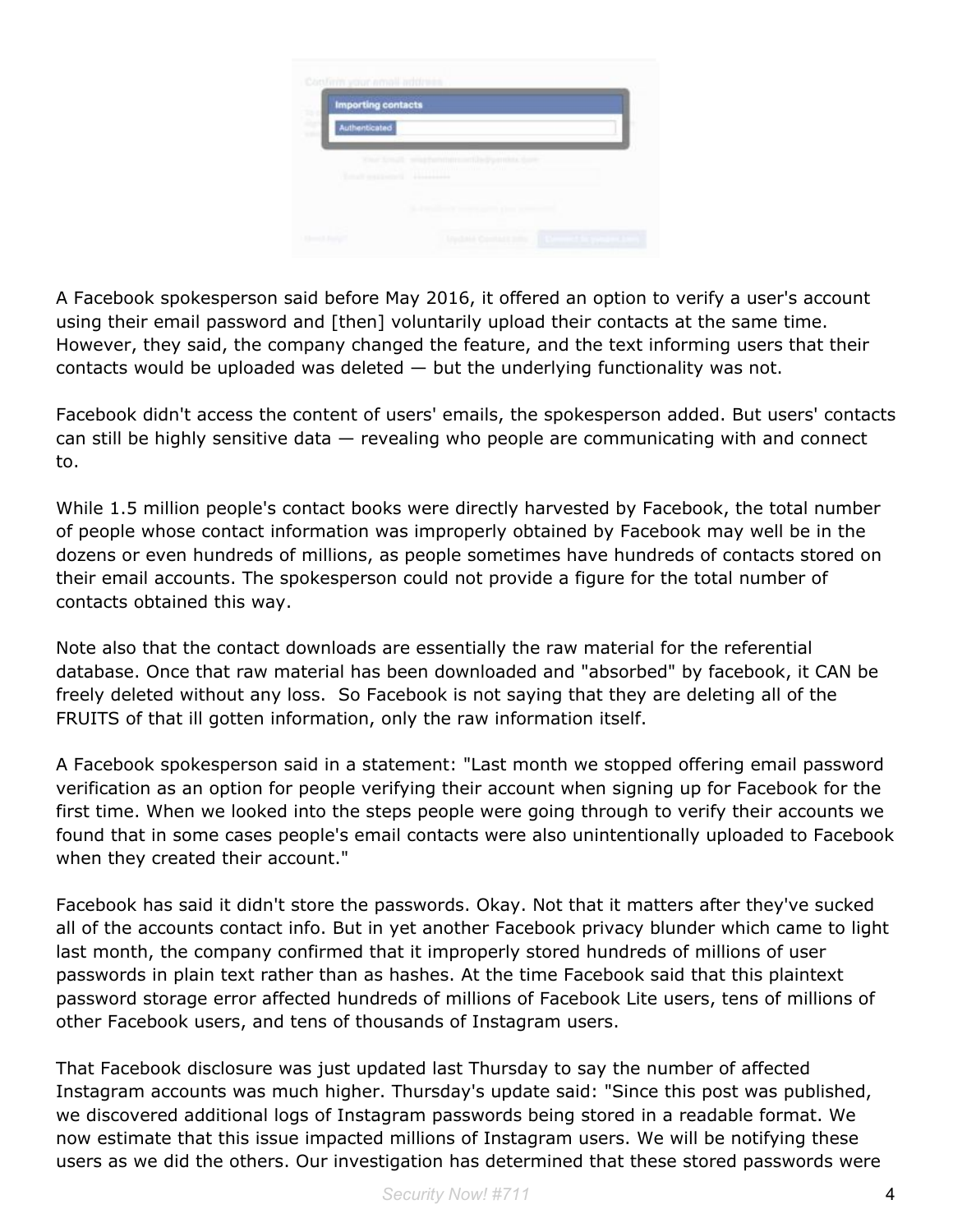A Facebook spokesperson said before May 2016, it offered an option to verify a user's account using their email password and [then] voluntarily upload their contacts at the same time. However, they said, the company changed the feature, and the text informing users that their contacts would be uploaded was deleted — but the underlying functionality was not.

Facebook didn't access the content of users' emails, the spokesperson added. But users' contacts can still be highly sensitive data — revealing who people are communicating with and connect to.

While 1.5 million people's contact books were directly harvested by Facebook, the total number of people whose contact information was improperly obtained by Facebook may well be in the dozens or even hundreds of millions, as people sometimes have hundreds of contacts stored on their email accounts. The spokesperson could not provide a figure for the total number of contacts obtained this way.

Note also that the contact downloads are essentially the raw material for the referential database. Once that raw material has been downloaded and "absorbed" by facebook, it CAN be freely deleted without any loss. So Facebook is not saying that they are deleting all of the FRUITS of that ill gotten information, only the raw information itself.

A Facebook spokesperson said in a statement: "Last month we stopped offering email password verification as an option for people verifying their account when signing up for Facebook for the first time. When we looked into the steps people were going through to verify their accounts we found that in some cases people's email contacts were also unintentionally uploaded to Facebook when they created their account."

Facebook has said it didn't store the passwords. Okay. Not that it matters after they've sucked all of the accounts contact info. But in yet another Facebook privacy blunder which came to light last month, the company confirmed that it improperly stored hundreds of millions of user passwords in plain text rather than as hashes. At the time Facebook said that this plaintext password storage error affected hundreds of millions of Facebook Lite users, tens of millions of other Facebook users, and tens of thousands of Instagram users.

That Facebook disclosure was just updated last Thursday to say the number of affected Instagram accounts was much higher. Thursday's update said: "Since this post was published, we discovered additional logs of Instagram passwords being stored in a readable format. We now estimate that this issue impacted millions of Instagram users. We will be notifying these users as we did the others. Our investigation has determined that these stored passwords were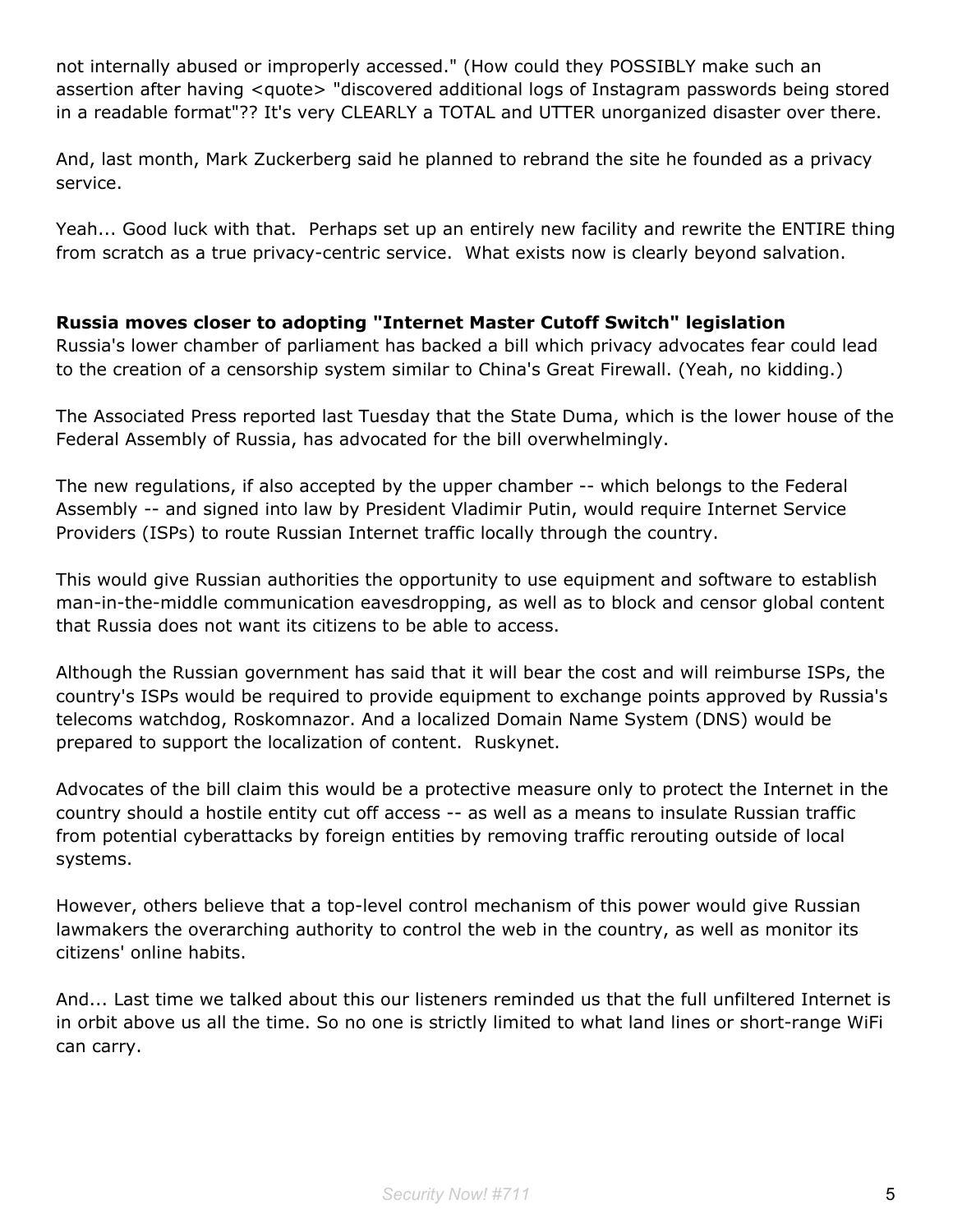not internally abused or improperly accessed." (How could they POSSIBLY make such an assertion after having <quote> "discovered additional logs of Instagram passwords being stored in a readable format"?? It's very CLEARLY a TOTAL and UTTER unorganized disaster over there.

And, last month, Mark Zuckerberg said he planned to rebrand the site he founded as a privacy service.

Yeah... Good luck with that. Perhaps set up an entirely new facility and rewrite the ENTIRE thing from scratch as a true privacy-centric service. What exists now is clearly beyond salvation.

**Russia moves closer to adopting "Internet Master Cutoff Switch" legislation**
Russia's lower chamber of parliament has backed a bill which privacy advocates fear could lead to the creation of a censorship system similar to China's Great Firewall. (Yeah, no kidding.)

The Associated Press reported last Tuesday that the State Duma, which is the lower house of the Federal Assembly of Russia, has advocated for the bill overwhelmingly.

The new regulations, if also accepted by the upper chamber -- which belongs to the Federal Assembly -- and signed into law by President Vladimir Putin, would require Internet Service Providers (ISPs) to route Russian Internet traffic locally through the country.

This would give Russian authorities the opportunity to use equipment and software to establish man-in-the-middle communication eavesdropping, as well as to block and censor global content that Russia does not want its citizens to be able to access.

Although the Russian government has said that it will bear the cost and will reimburse ISPs, the country's ISPs would be required to provide equipment to exchange points approved by Russia's telecoms watchdog, Roskomnazor. And a localized Domain Name System (DNS) would be prepared to support the localization of content. Ruskynet.

Advocates of the bill claim this would be a protective measure only to protect the Internet in the country should a hostile entity cut off access -- as well as a means to insulate Russian traffic from potential cyberattacks by foreign entities by removing traffic rerouting outside of local systems.

However, others believe that a top-level control mechanism of this power would give Russian lawmakers the overarching authority to control the web in the country, as well as monitor its citizens' online habits.

And... Last time we talked about this our listeners reminded us that the full unfiltered Internet is in orbit above us all the time. So no one is strictly limited to what land lines or short-range WiFi can carry.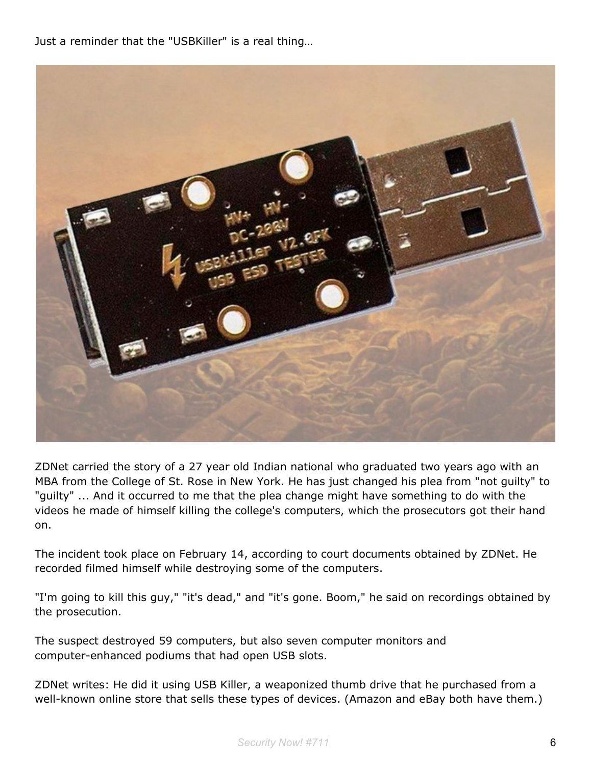Just a reminder that the "USBKiller" is a real thing…

ZDNet carried the story of a 27 year old Indian national who graduated two years ago with an MBA from the College of St. Rose in New York. He has just changed his plea from "not guilty" to "guilty" ... And it occurred to me that the plea change might have something to do with the videos he made of himself killing the college's computers, which the prosecutors got their hand on.

The incident took place on February 14, according to court documents obtained by ZDNet. He recorded filmed himself while destroying some of the computers.

"I'm going to kill this guy," "it's dead," and "it's gone. Boom," he said on recordings obtained by the prosecution.

The suspect destroyed 59 computers, but also seven computer monitors and computer-enhanced podiums that had open USB slots.

ZDNet writes: He did it using USB Killer, a weaponized thumb drive that he purchased from a well-known online store that sells these types of devices. (Amazon and eBay both have them.)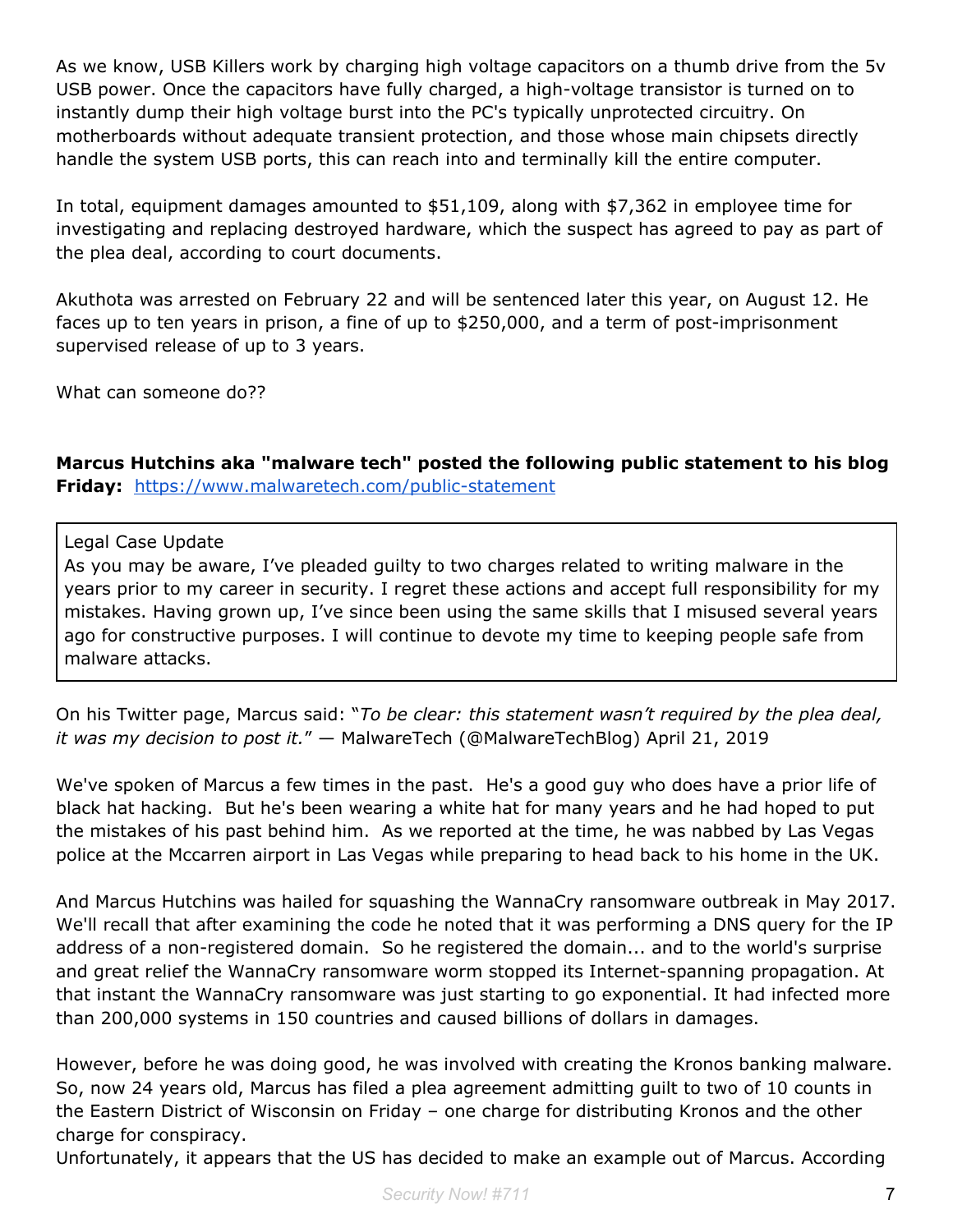As we know, USB Killers work by charging high voltage capacitors on a thumb drive from the 5v USB power. Once the capacitors have fully charged, a high-voltage transistor is turned on to instantly dump their high voltage burst into the PC's typically unprotected circuitry. On motherboards without adequate transient protection, and those whose main chipsets directly handle the system USB ports, this can reach into and terminally kill the entire computer.

In total, equipment damages amounted to $51,109, along with $7,362 in employee time for investigating and replacing destroyed hardware, which the suspect has agreed to pay as part of the plea deal, according to court documents.

Akuthota was arrested on February 22 and will be sentenced later this year, on August 12. He faces up to ten years in prison, a fine of up to $250,000, and a term of post-imprisonment supervised release of up to 3 years.

What can someone do??

**Marcus Hutchins aka "malware tech" posted the following public statement to his blog Friday:** https://www.malwaretech.com/public-statement

> Legal Case Update
> As you may be aware, I've pleaded guilty to two charges related to writing malware in the years prior to my career in security. I regret these actions and accept full responsibility for my mistakes. Having grown up, I've since been using the same skills that I misused several years ago for constructive purposes. I will continue to devote my time to keeping people safe from malware attacks.

On his Twitter page, Marcus said: "*To be clear: this statement wasn't required by the plea deal, it was my decision to post it.*" — MalwareTech (@MalwareTechBlog) April 21, 2019

We've spoken of Marcus a few times in the past. He's a good guy who does have a prior life of black hat hacking. But he's been wearing a white hat for many years and he had hoped to put the mistakes of his past behind him. As we reported at the time, he was nabbed by Las Vegas police at the Mccarren airport in Las Vegas while preparing to head back to his home in the UK.

And Marcus Hutchins was hailed for squashing the WannaCry ransomware outbreak in May 2017. We'll recall that after examining the code he noted that it was performing a DNS query for the IP address of a non-registered domain. So he registered the domain... and to the world's surprise and great relief the WannaCry ransomware worm stopped its Internet-spanning propagation. At that instant the WannaCry ransomware was just starting to go exponential. It had infected more than 200,000 systems in 150 countries and caused billions of dollars in damages.

However, before he was doing good, he was involved with creating the Kronos banking malware. So, now 24 years old, Marcus has filed a plea agreement admitting guilt to two of 10 counts in the Eastern District of Wisconsin on Friday – one charge for distributing Kronos and the other charge for conspiracy.
Unfortunately, it appears that the US has decided to make an example out of Marcus. According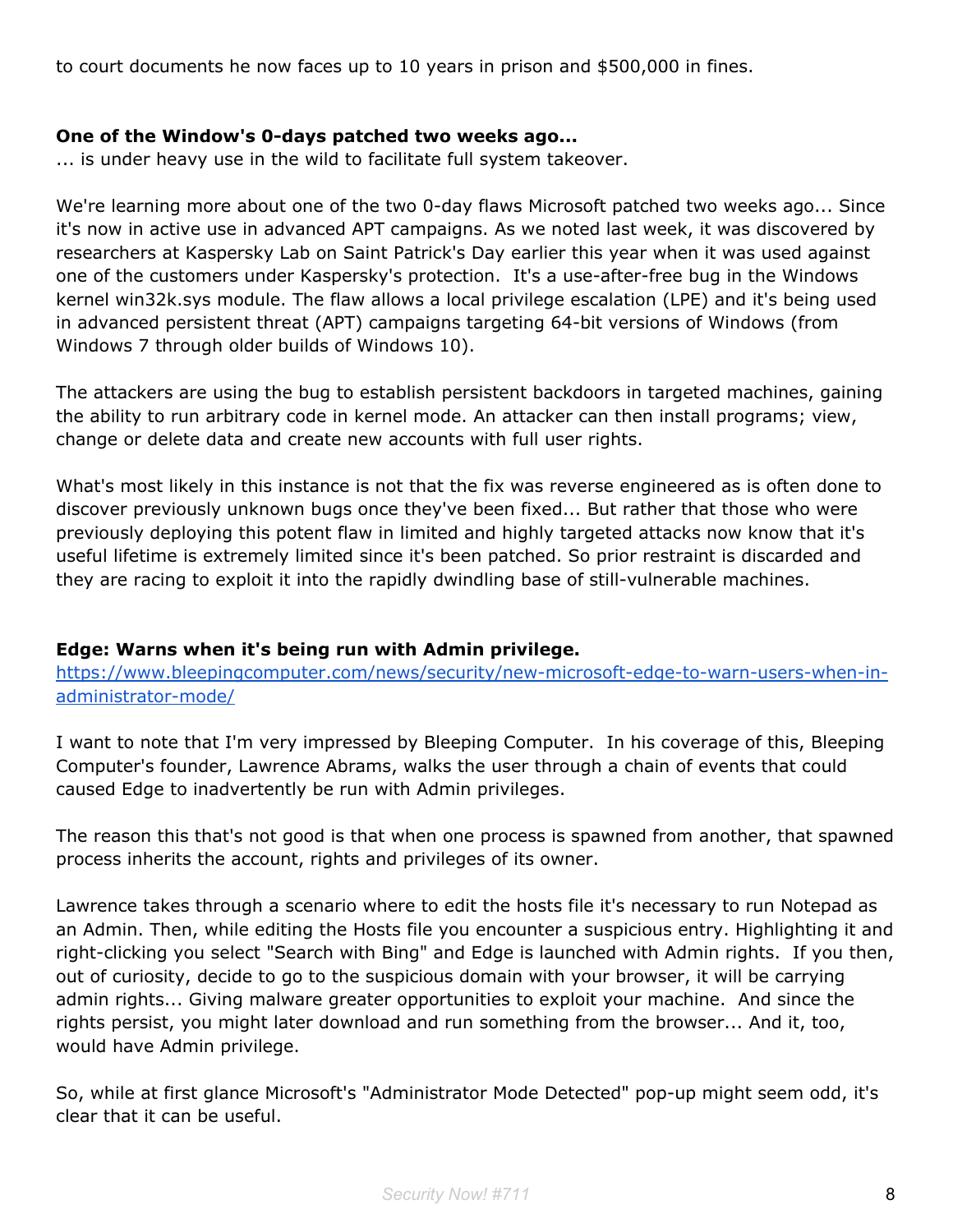to court documents he now faces up to 10 years in prison and $500,000 in fines.

**One of the Window's 0-days patched two weeks ago...**
... is under heavy use in the wild to facilitate full system takeover.

We're learning more about one of the two 0-day flaws Microsoft patched two weeks ago... Since it's now in active use in advanced APT campaigns. As we noted last week, it was discovered by researchers at Kaspersky Lab on Saint Patrick's Day earlier this year when it was used against one of the customers under Kaspersky's protection. It's a use-after-free bug in the Windows kernel win32k.sys module. The flaw allows a local privilege escalation (LPE) and it's being used in advanced persistent threat (APT) campaigns targeting 64-bit versions of Windows (from Windows 7 through older builds of Windows 10).

The attackers are using the bug to establish persistent backdoors in targeted machines, gaining the ability to run arbitrary code in kernel mode. An attacker can then install programs; view, change or delete data and create new accounts with full user rights.

What's most likely in this instance is not that the fix was reverse engineered as is often done to discover previously unknown bugs once they've been fixed... But rather that those who were previously deploying this potent flaw in limited and highly targeted attacks now know that it's useful lifetime is extremely limited since it's been patched. So prior restraint is discarded and they are racing to exploit it into the rapidly dwindling base of still-vulnerable machines.

**Edge: Warns when it's being run with Admin privilege.**
[https://www.bleepingcomputer.com/news/security/new-microsoft-edge-to-warn-users-when-in-administrator-mode/](https://www.bleepingcomputer.com/news/security/new-microsoft-edge-to-warn-users-when-in-administrator-mode/)

I want to note that I'm very impressed by Bleeping Computer. In his coverage of this, Bleeping Computer's founder, Lawrence Abrams, walks the user through a chain of events that could caused Edge to inadvertently be run with Admin privileges.

The reason this that's not good is that when one process is spawned from another, that spawned process inherits the account, rights and privileges of its owner.

Lawrence takes through a scenario where to edit the hosts file it's necessary to run Notepad as an Admin. Then, while editing the Hosts file you encounter a suspicious entry. Highlighting it and right-clicking you select "Search with Bing" and Edge is launched with Admin rights. If you then, out of curiosity, decide to go to the suspicious domain with your browser, it will be carrying admin rights... Giving malware greater opportunities to exploit your machine. And since the rights persist, you might later download and run something from the browser... And it, too, would have Admin privilege.

So, while at first glance Microsoft's "Administrator Mode Detected" pop-up might seem odd, it's clear that it can be useful.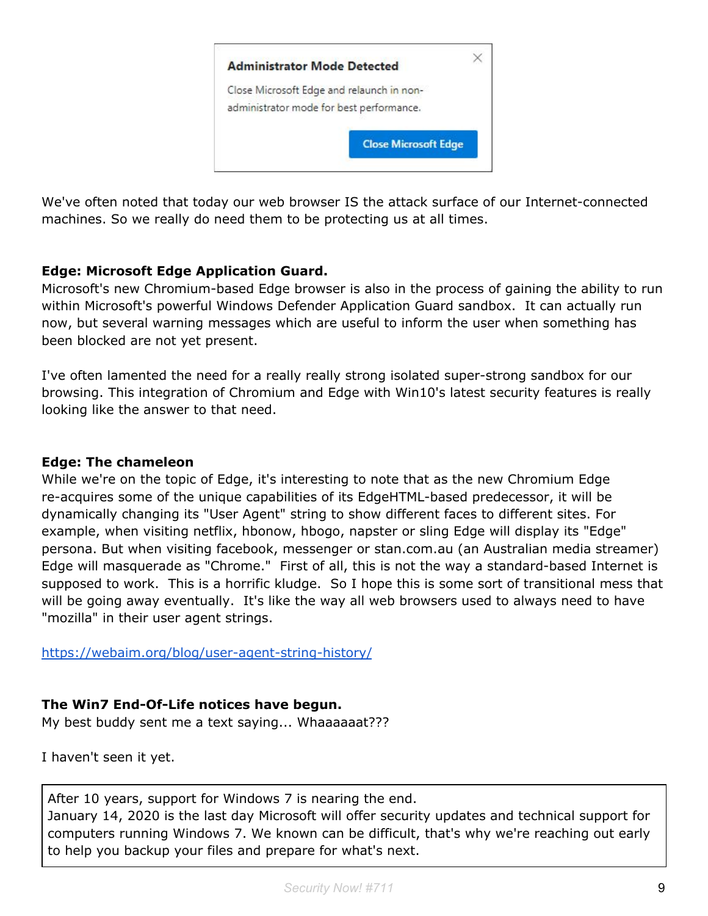**Administrator Mode Detected**

Close Microsoft Edge and relaunch in non-administrator mode for best performance.

Close Microsoft Edge

We've often noted that today our web browser IS the attack surface of our Internet-connected machines. So we really do need them to be protecting us at all times.

**Edge: Microsoft Edge Application Guard.**
Microsoft's new Chromium-based Edge browser is also in the process of gaining the ability to run within Microsoft's powerful Windows Defender Application Guard sandbox. It can actually run now, but several warning messages which are useful to inform the user when something has been blocked are not yet present.

I've often lamented the need for a really really strong isolated super-strong sandbox for our browsing. This integration of Chromium and Edge with Win10's latest security features is really looking like the answer to that need.

**Edge: The chameleon**
While we're on the topic of Edge, it's interesting to note that as the new Chromium Edge re-acquires some of the unique capabilities of its EdgeHTML-based predecessor, it will be dynamically changing its "User Agent" string to show different faces to different sites. For example, when visiting netflix, hbonow, hbogo, napster or sling Edge will display its "Edge" persona. But when visiting facebook, messenger or stan.com.au (an Australian media streamer) Edge will masquerade as "Chrome." First of all, this is not the way a standard-based Internet is supposed to work. This is a horrific kludge. So I hope this is some sort of transitional mess that will be going away eventually. It's like the way all web browsers used to always need to have "mozilla" in their user agent strings.

https://webaim.org/blog/user-agent-string-history/

**The Win7 End-Of-Life notices have begun.**
My best buddy sent me a text saying... Whaaaaaat???

I haven't seen it yet.

> After 10 years, support for Windows 7 is nearing the end.
> January 14, 2020 is the last day Microsoft will offer security updates and technical support for computers running Windows 7. We known can be difficult, that's why we're reaching out early to help you backup your files and prepare for what's next.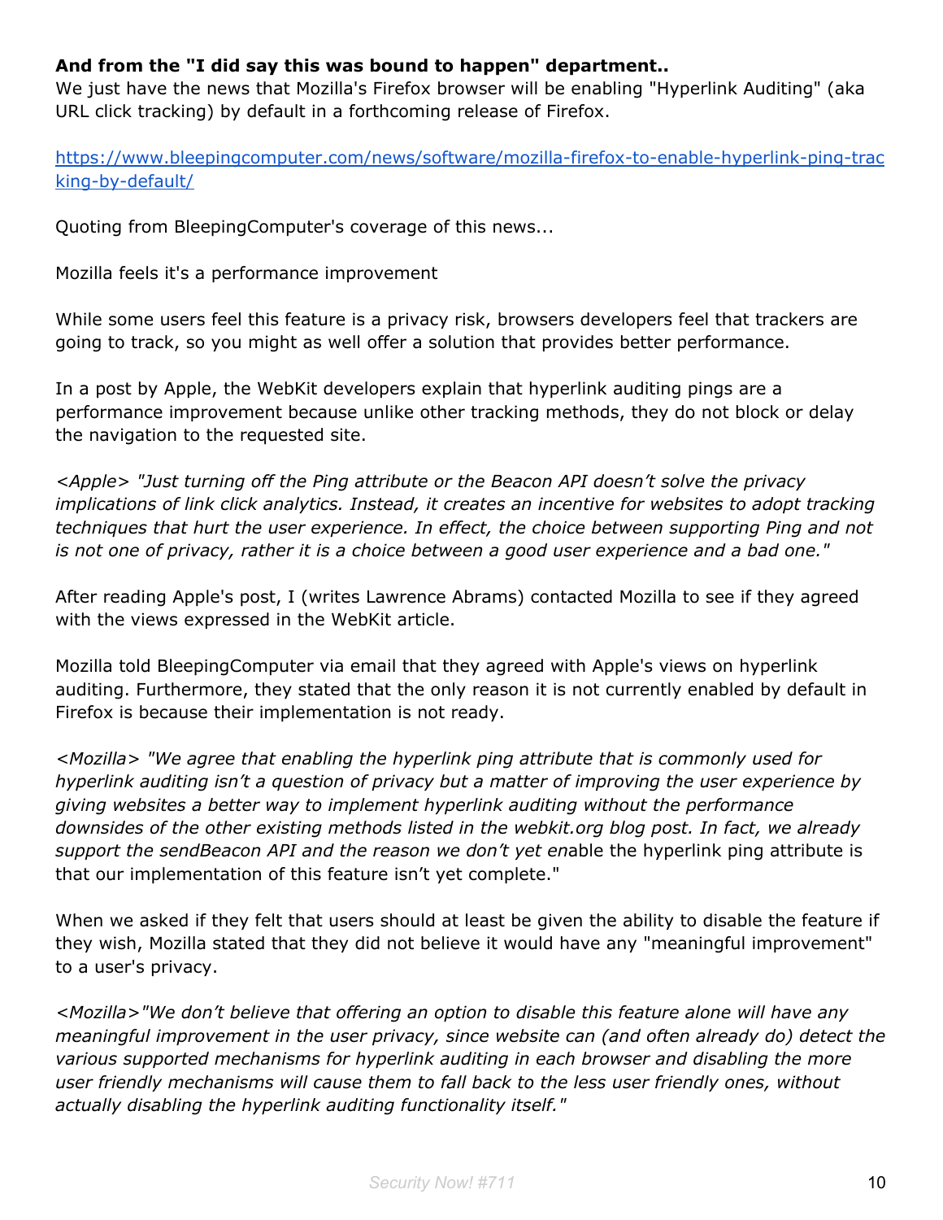**And from the "I did say this was bound to happen" department..**
We just have the news that Mozilla's Firefox browser will be enabling "Hyperlink Auditing" (aka URL click tracking) by default in a forthcoming release of Firefox.

https://www.bleepingcomputer.com/news/software/mozilla-firefox-to-enable-hyperlink-ping-tracking-by-default/

Quoting from BleepingComputer's coverage of this news...

Mozilla feels it's a performance improvement

While some users feel this feature is a privacy risk, browsers developers feel that trackers are going to track, so you might as well offer a solution that provides better performance.

In a post by Apple, the WebKit developers explain that hyperlink auditing pings are a performance improvement because unlike other tracking methods, they do not block or delay the navigation to the requested site.

*<Apple> "Just turning off the Ping attribute or the Beacon API doesn't solve the privacy implications of link click analytics. Instead, it creates an incentive for websites to adopt tracking techniques that hurt the user experience. In effect, the choice between supporting Ping and not is not one of privacy, rather it is a choice between a good user experience and a bad one."*

After reading Apple's post, I (writes Lawrence Abrams) contacted Mozilla to see if they agreed with the views expressed in the WebKit article.

Mozilla told BleepingComputer via email that they agreed with Apple's views on hyperlink auditing. Furthermore, they stated that the only reason it is not currently enabled by default in Firefox is because their implementation is not ready.

*<Mozilla> "We agree that enabling the hyperlink ping attribute that is commonly used for hyperlink auditing isn't a question of privacy but a matter of improving the user experience by giving websites a better way to implement hyperlink auditing without the performance downsides of the other existing methods listed in the webkit.org blog post. In fact, we already support the sendBeacon API and the reason we don't yet en*able the hyperlink ping attribute is that our implementation of this feature isn't yet complete."

When we asked if they felt that users should at least be given the ability to disable the feature if they wish, Mozilla stated that they did not believe it would have any "meaningful improvement" to a user's privacy.

*<Mozilla>"We don't believe that offering an option to disable this feature alone will have any meaningful improvement in the user privacy, since website can (and often already do) detect the various supported mechanisms for hyperlink auditing in each browser and disabling the more user friendly mechanisms will cause them to fall back to the less user friendly ones, without actually disabling the hyperlink auditing functionality itself."*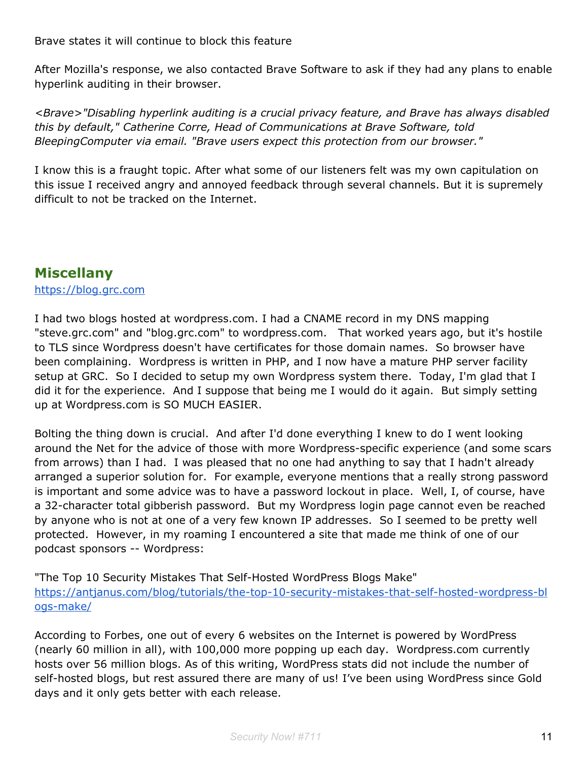Brave states it will continue to block this feature

After Mozilla's response, we also contacted Brave Software to ask if they had any plans to enable hyperlink auditing in their browser.

*<Brave>"Disabling hyperlink auditing is a crucial privacy feature, and Brave has always disabled this by default," Catherine Corre, Head of Communications at Brave Software, told BleepingComputer via email. "Brave users expect this protection from our browser."*

I know this is a fraught topic. After what some of our listeners felt was my own capitulation on this issue I received angry and annoyed feedback through several channels. But it is supremely difficult to not be tracked on the Internet.

## Miscellany

https://blog.grc.com

I had two blogs hosted at wordpress.com. I had a CNAME record in my DNS mapping "steve.grc.com" and "blog.grc.com" to wordpress.com. That worked years ago, but it's hostile to TLS since Wordpress doesn't have certificates for those domain names. So browser have been complaining. Wordpress is written in PHP, and I now have a mature PHP server facility setup at GRC. So I decided to setup my own Wordpress system there. Today, I'm glad that I did it for the experience. And I suppose that being me I would do it again. But simply setting up at Wordpress.com is SO MUCH EASIER.

Bolting the thing down is crucial. And after I'd done everything I knew to do I went looking around the Net for the advice of those with more Wordpress-specific experience (and some scars from arrows) than I had. I was pleased that no one had anything to say that I hadn't already arranged a superior solution for. For example, everyone mentions that a really strong password is important and some advice was to have a password lockout in place. Well, I, of course, have a 32-character total gibberish password. But my Wordpress login page cannot even be reached by anyone who is not at one of a very few known IP addresses. So I seemed to be pretty well protected. However, in my roaming I encountered a site that made me think of one of our podcast sponsors -- Wordpress:

"The Top 10 Security Mistakes That Self-Hosted WordPress Blogs Make"
https://antjanus.com/blog/tutorials/the-top-10-security-mistakes-that-self-hosted-wordpress-blogs-make/

According to Forbes, one out of every 6 websites on the Internet is powered by WordPress (nearly 60 million in all), with 100,000 more popping up each day. Wordpress.com currently hosts over 56 million blogs. As of this writing, WordPress stats did not include the number of self-hosted blogs, but rest assured there are many of us! I've been using WordPress since Gold days and it only gets better with each release.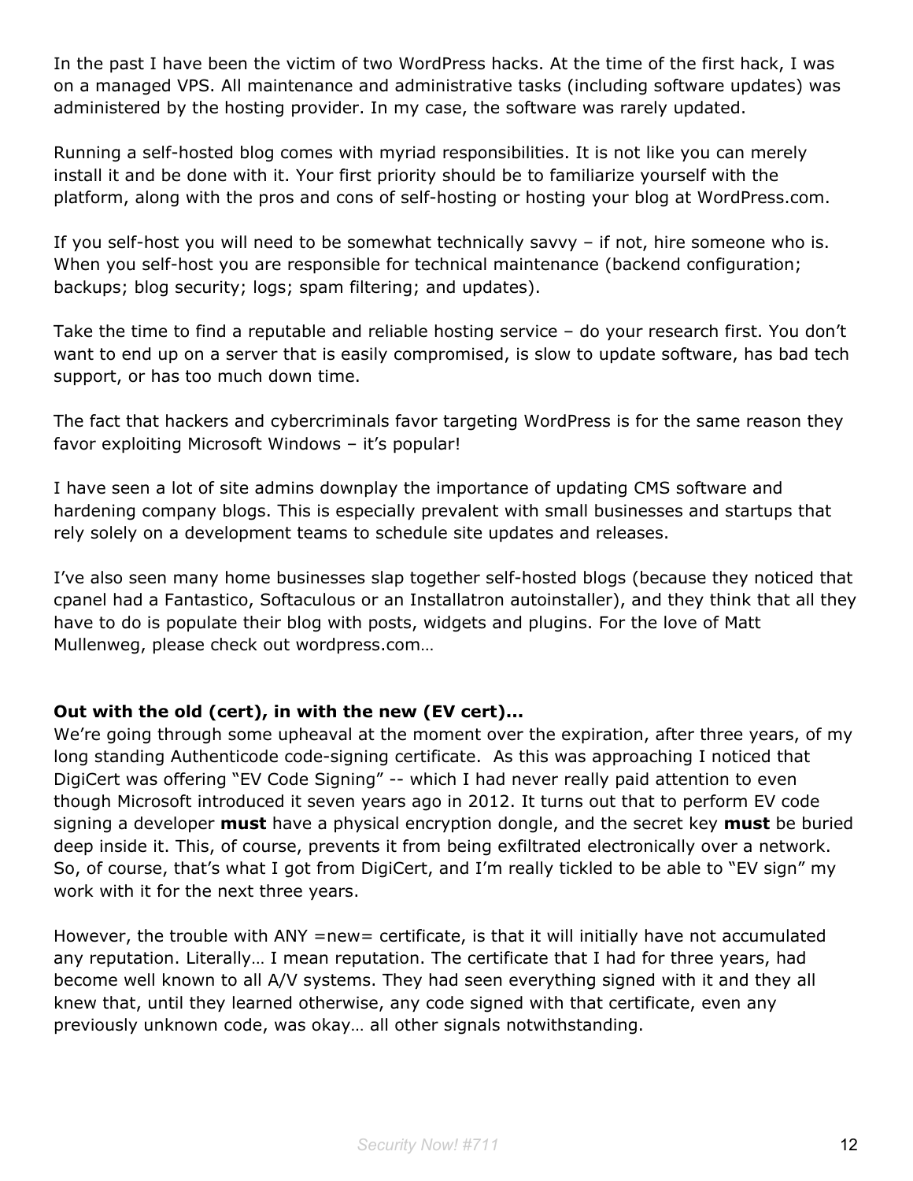In the past I have been the victim of two WordPress hacks. At the time of the first hack, I was on a managed VPS. All maintenance and administrative tasks (including software updates) was administered by the hosting provider. In my case, the software was rarely updated.

Running a self-hosted blog comes with myriad responsibilities. It is not like you can merely install it and be done with it. Your first priority should be to familiarize yourself with the platform, along with the pros and cons of self-hosting or hosting your blog at WordPress.com.

If you self-host you will need to be somewhat technically savvy – if not, hire someone who is. When you self-host you are responsible for technical maintenance (backend configuration; backups; blog security; logs; spam filtering; and updates).

Take the time to find a reputable and reliable hosting service – do your research first. You don't want to end up on a server that is easily compromised, is slow to update software, has bad tech support, or has too much down time.

The fact that hackers and cybercriminals favor targeting WordPress is for the same reason they favor exploiting Microsoft Windows – it's popular!

I have seen a lot of site admins downplay the importance of updating CMS software and hardening company blogs. This is especially prevalent with small businesses and startups that rely solely on a development teams to schedule site updates and releases.

I've also seen many home businesses slap together self-hosted blogs (because they noticed that cpanel had a Fantastico, Softaculous or an Installatron autoinstaller), and they think that all they have to do is populate their blog with posts, widgets and plugins. For the love of Matt Mullenweg, please check out wordpress.com…

**Out with the old (cert), in with the new (EV cert)...**

We're going through some upheaval at the moment over the expiration, after three years, of my long standing Authenticode code-signing certificate. As this was approaching I noticed that DigiCert was offering "EV Code Signing" -- which I had never really paid attention to even though Microsoft introduced it seven years ago in 2012. It turns out that to perform EV code signing a developer **must** have a physical encryption dongle, and the secret key **must** be buried deep inside it. This, of course, prevents it from being exfiltrated electronically over a network. So, of course, that's what I got from DigiCert, and I'm really tickled to be able to "EV sign" my work with it for the next three years.

However, the trouble with ANY =new= certificate, is that it will initially have not accumulated any reputation. Literally… I mean reputation. The certificate that I had for three years, had become well known to all A/V systems. They had seen everything signed with it and they all knew that, until they learned otherwise, any code signed with that certificate, even any previously unknown code, was okay… all other signals notwithstanding.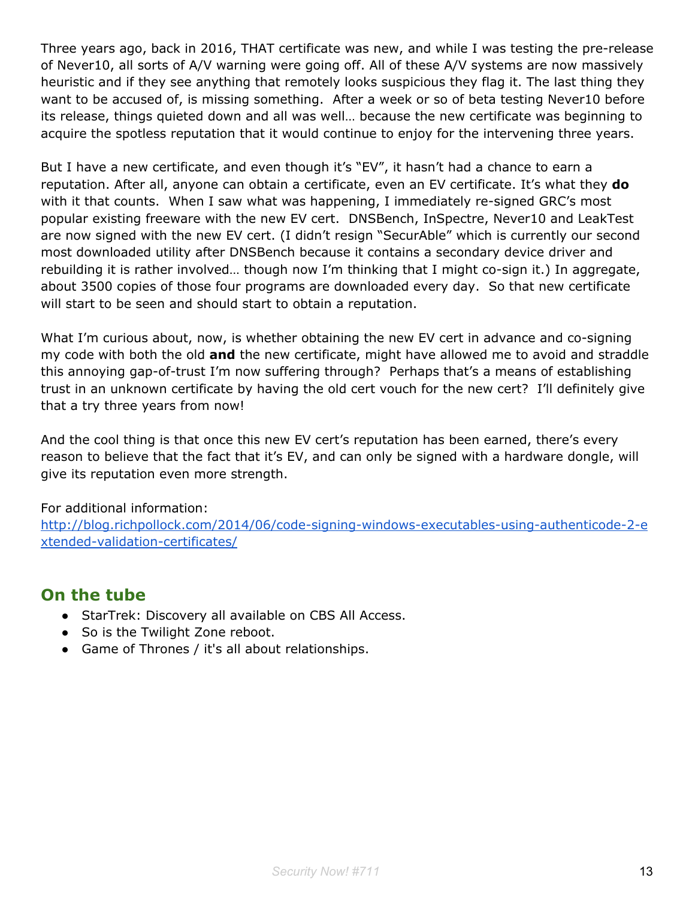Three years ago, back in 2016, THAT certificate was new, and while I was testing the pre-release of Never10, all sorts of A/V warning were going off. All of these A/V systems are now massively heuristic and if they see anything that remotely looks suspicious they flag it. The last thing they want to be accused of, is missing something. After a week or so of beta testing Never10 before its release, things quieted down and all was well… because the new certificate was beginning to acquire the spotless reputation that it would continue to enjoy for the intervening three years.

But I have a new certificate, and even though it's "EV", it hasn't had a chance to earn a reputation. After all, anyone can obtain a certificate, even an EV certificate. It's what they **do** with it that counts. When I saw what was happening, I immediately re-signed GRC's most popular existing freeware with the new EV cert. DNSBench, InSpectre, Never10 and LeakTest are now signed with the new EV cert. (I didn't resign "SecurAble" which is currently our second most downloaded utility after DNSBench because it contains a secondary device driver and rebuilding it is rather involved… though now I'm thinking that I might co-sign it.) In aggregate, about 3500 copies of those four programs are downloaded every day. So that new certificate will start to be seen and should start to obtain a reputation.

What I'm curious about, now, is whether obtaining the new EV cert in advance and co-signing my code with both the old **and** the new certificate, might have allowed me to avoid and straddle this annoying gap-of-trust I'm now suffering through? Perhaps that's a means of establishing trust in an unknown certificate by having the old cert vouch for the new cert? I'll definitely give that a try three years from now!

And the cool thing is that once this new EV cert's reputation has been earned, there's every reason to believe that the fact that it's EV, and can only be signed with a hardware dongle, will give its reputation even more strength.

For additional information:
[http://blog.richpollock.com/2014/06/code-signing-windows-executables-using-authenticode-2-extended-validation-certificates/](http://blog.richpollock.com/2014/06/code-signing-windows-executables-using-authenticode-2-extended-validation-certificates/)

## On the tube

- StarTrek: Discovery all available on CBS All Access.
- So is the Twilight Zone reboot.
- Game of Thrones / it's all about relationships.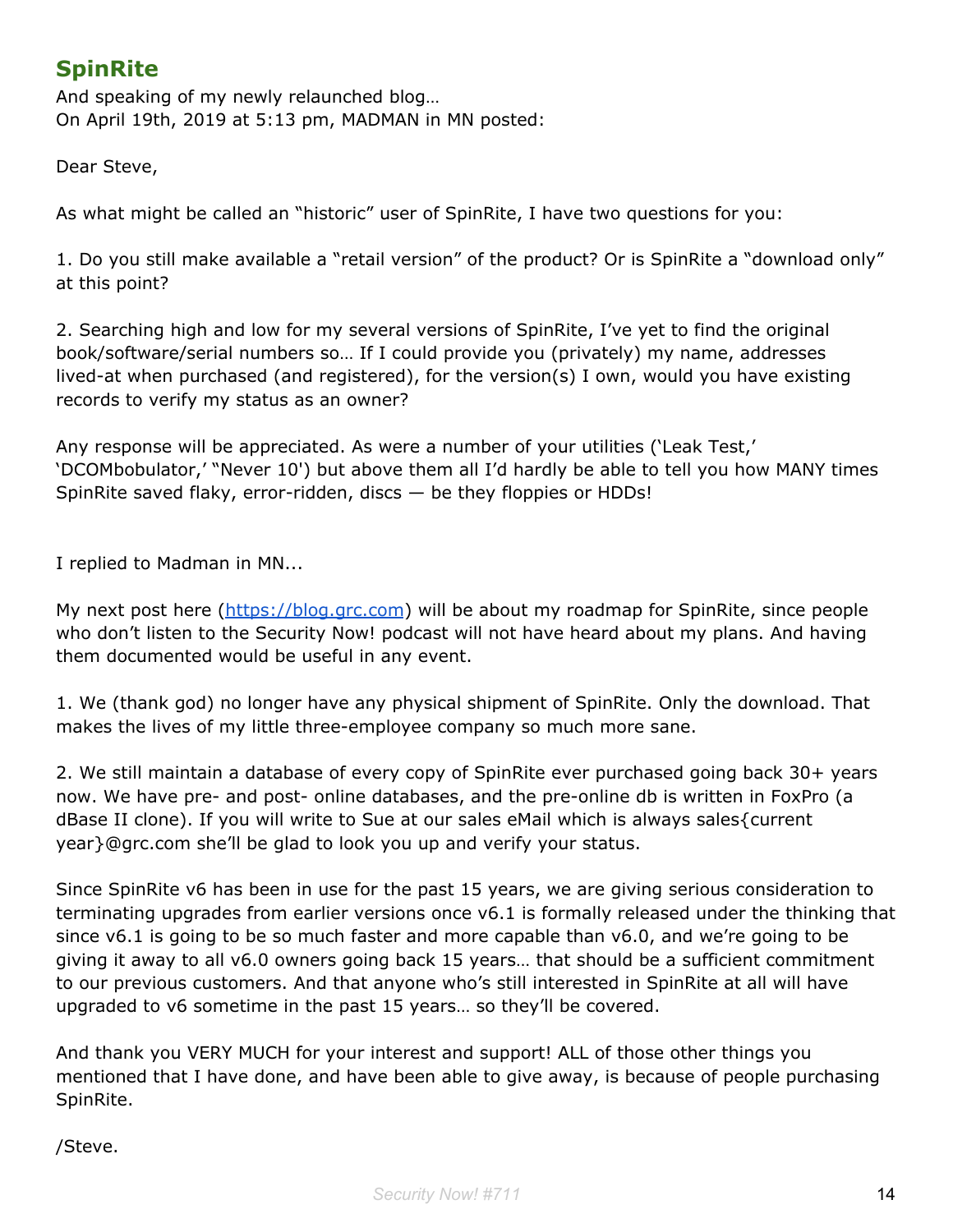## SpinRite

And speaking of my newly relaunched blog…
On April 19th, 2019 at 5:13 pm, MADMAN in MN posted:

Dear Steve,

As what might be called an "historic" user of SpinRite, I have two questions for you:

1. Do you still make available a "retail version" of the product? Or is SpinRite a "download only" at this point?

2. Searching high and low for my several versions of SpinRite, I've yet to find the original book/software/serial numbers so… If I could provide you (privately) my name, addresses lived-at when purchased (and registered), for the version(s) I own, would you have existing records to verify my status as an owner?

Any response will be appreciated. As were a number of your utilities ('Leak Test,' 'DCOMbobulator,' "Never 10') but above them all I'd hardly be able to tell you how MANY times SpinRite saved flaky, error-ridden, discs — be they floppies or HDDs!

I replied to Madman in MN...

My next post here ([https://blog.grc.com](https://blog.grc.com)) will be about my roadmap for SpinRite, since people who don't listen to the Security Now! podcast will not have heard about my plans. And having them documented would be useful in any event.

1. We (thank god) no longer have any physical shipment of SpinRite. Only the download. That makes the lives of my little three-employee company so much more sane.

2. We still maintain a database of every copy of SpinRite ever purchased going back 30+ years now. We have pre- and post- online databases, and the pre-online db is written in FoxPro (a dBase II clone). If you will write to Sue at our sales eMail which is always sales{current year}@grc.com she'll be glad to look you up and verify your status.

Since SpinRite v6 has been in use for the past 15 years, we are giving serious consideration to terminating upgrades from earlier versions once v6.1 is formally released under the thinking that since v6.1 is going to be so much faster and more capable than v6.0, and we're going to be giving it away to all v6.0 owners going back 15 years… that should be a sufficient commitment to our previous customers. And that anyone who's still interested in SpinRite at all will have upgraded to v6 sometime in the past 15 years… so they'll be covered.

And thank you VERY MUCH for your interest and support! ALL of those other things you mentioned that I have done, and have been able to give away, is because of people purchasing SpinRite.

/Steve.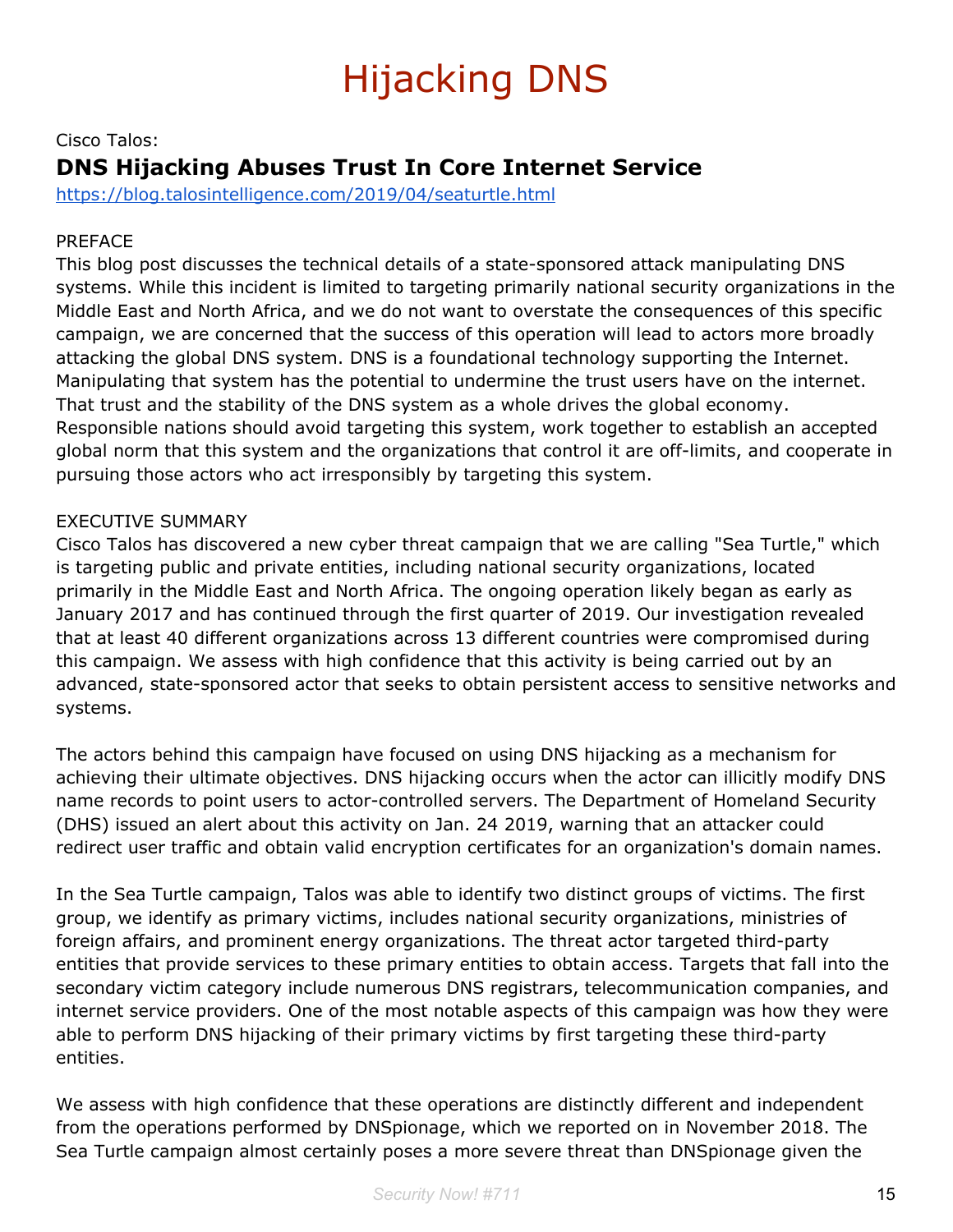# Hijacking DNS

Cisco Talos:

## DNS Hijacking Abuses Trust In Core Internet Service

https://blog.talosintelligence.com/2019/04/seaturtle.html

PREFACE

This blog post discusses the technical details of a state-sponsored attack manipulating DNS systems. While this incident is limited to targeting primarily national security organizations in the Middle East and North Africa, and we do not want to overstate the consequences of this specific campaign, we are concerned that the success of this operation will lead to actors more broadly attacking the global DNS system. DNS is a foundational technology supporting the Internet. Manipulating that system has the potential to undermine the trust users have on the internet. That trust and the stability of the DNS system as a whole drives the global economy. Responsible nations should avoid targeting this system, work together to establish an accepted global norm that this system and the organizations that control it are off-limits, and cooperate in pursuing those actors who act irresponsibly by targeting this system.

EXECUTIVE SUMMARY

Cisco Talos has discovered a new cyber threat campaign that we are calling "Sea Turtle," which is targeting public and private entities, including national security organizations, located primarily in the Middle East and North Africa. The ongoing operation likely began as early as January 2017 and has continued through the first quarter of 2019. Our investigation revealed that at least 40 different organizations across 13 different countries were compromised during this campaign. We assess with high confidence that this activity is being carried out by an advanced, state-sponsored actor that seeks to obtain persistent access to sensitive networks and systems.

The actors behind this campaign have focused on using DNS hijacking as a mechanism for achieving their ultimate objectives. DNS hijacking occurs when the actor can illicitly modify DNS name records to point users to actor-controlled servers. The Department of Homeland Security (DHS) issued an alert about this activity on Jan. 24 2019, warning that an attacker could redirect user traffic and obtain valid encryption certificates for an organization's domain names.

In the Sea Turtle campaign, Talos was able to identify two distinct groups of victims. The first group, we identify as primary victims, includes national security organizations, ministries of foreign affairs, and prominent energy organizations. The threat actor targeted third-party entities that provide services to these primary entities to obtain access. Targets that fall into the secondary victim category include numerous DNS registrars, telecommunication companies, and internet service providers. One of the most notable aspects of this campaign was how they were able to perform DNS hijacking of their primary victims by first targeting these third-party entities.

We assess with high confidence that these operations are distinctly different and independent from the operations performed by DNSpionage, which we reported on in November 2018. The Sea Turtle campaign almost certainly poses a more severe threat than DNSpionage given the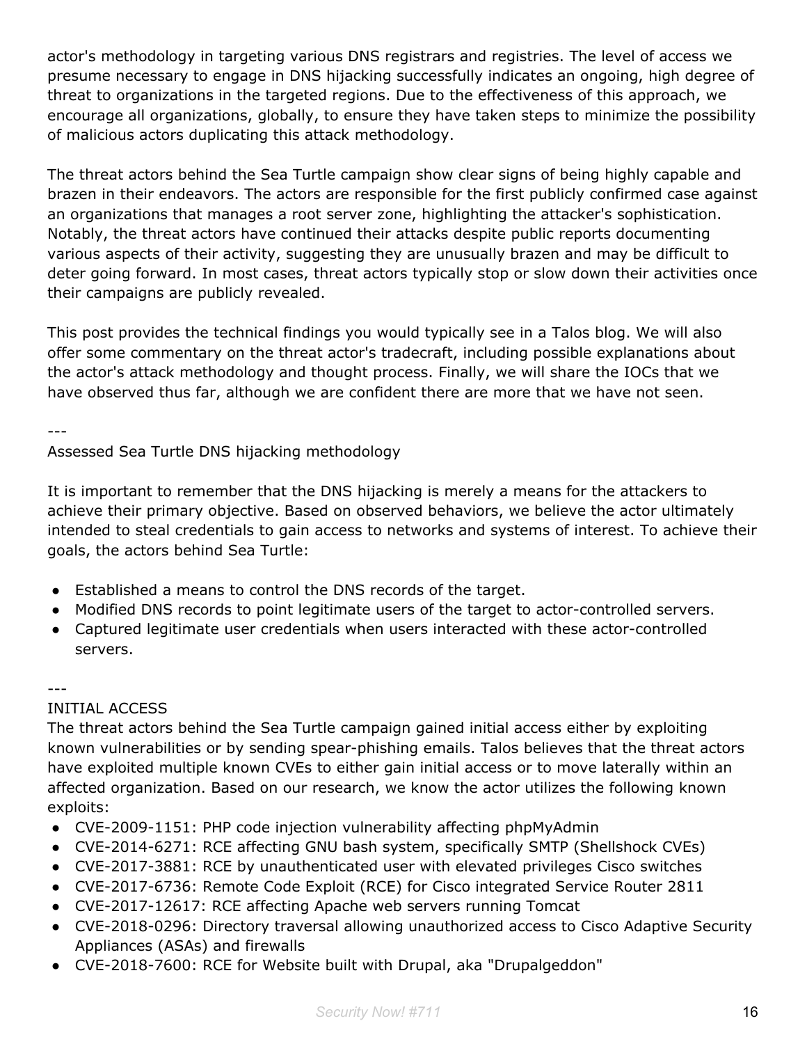actor's methodology in targeting various DNS registrars and registries. The level of access we presume necessary to engage in DNS hijacking successfully indicates an ongoing, high degree of threat to organizations in the targeted regions. Due to the effectiveness of this approach, we encourage all organizations, globally, to ensure they have taken steps to minimize the possibility of malicious actors duplicating this attack methodology.

The threat actors behind the Sea Turtle campaign show clear signs of being highly capable and brazen in their endeavors. The actors are responsible for the first publicly confirmed case against an organizations that manages a root server zone, highlighting the attacker's sophistication. Notably, the threat actors have continued their attacks despite public reports documenting various aspects of their activity, suggesting they are unusually brazen and may be difficult to deter going forward. In most cases, threat actors typically stop or slow down their activities once their campaigns are publicly revealed.

This post provides the technical findings you would typically see in a Talos blog. We will also offer some commentary on the threat actor's tradecraft, including possible explanations about the actor's attack methodology and thought process. Finally, we will share the IOCs that we have observed thus far, although we are confident there are more that we have not seen.

---

Assessed Sea Turtle DNS hijacking methodology

It is important to remember that the DNS hijacking is merely a means for the attackers to achieve their primary objective. Based on observed behaviors, we believe the actor ultimately intended to steal credentials to gain access to networks and systems of interest. To achieve their goals, the actors behind Sea Turtle:

- Established a means to control the DNS records of the target.
- Modified DNS records to point legitimate users of the target to actor-controlled servers.
- Captured legitimate user credentials when users interacted with these actor-controlled servers.

---

INITIAL ACCESS

The threat actors behind the Sea Turtle campaign gained initial access either by exploiting known vulnerabilities or by sending spear-phishing emails. Talos believes that the threat actors have exploited multiple known CVEs to either gain initial access or to move laterally within an affected organization. Based on our research, we know the actor utilizes the following known exploits:

- CVE-2009-1151: PHP code injection vulnerability affecting phpMyAdmin
- CVE-2014-6271: RCE affecting GNU bash system, specifically SMTP (Shellshock CVEs)
- CVE-2017-3881: RCE by unauthenticated user with elevated privileges Cisco switches
- CVE-2017-6736: Remote Code Exploit (RCE) for Cisco integrated Service Router 2811
- CVE-2017-12617: RCE affecting Apache web servers running Tomcat
- CVE-2018-0296: Directory traversal allowing unauthorized access to Cisco Adaptive Security Appliances (ASAs) and firewalls
- CVE-2018-7600: RCE for Website built with Drupal, aka "Drupalgeddon"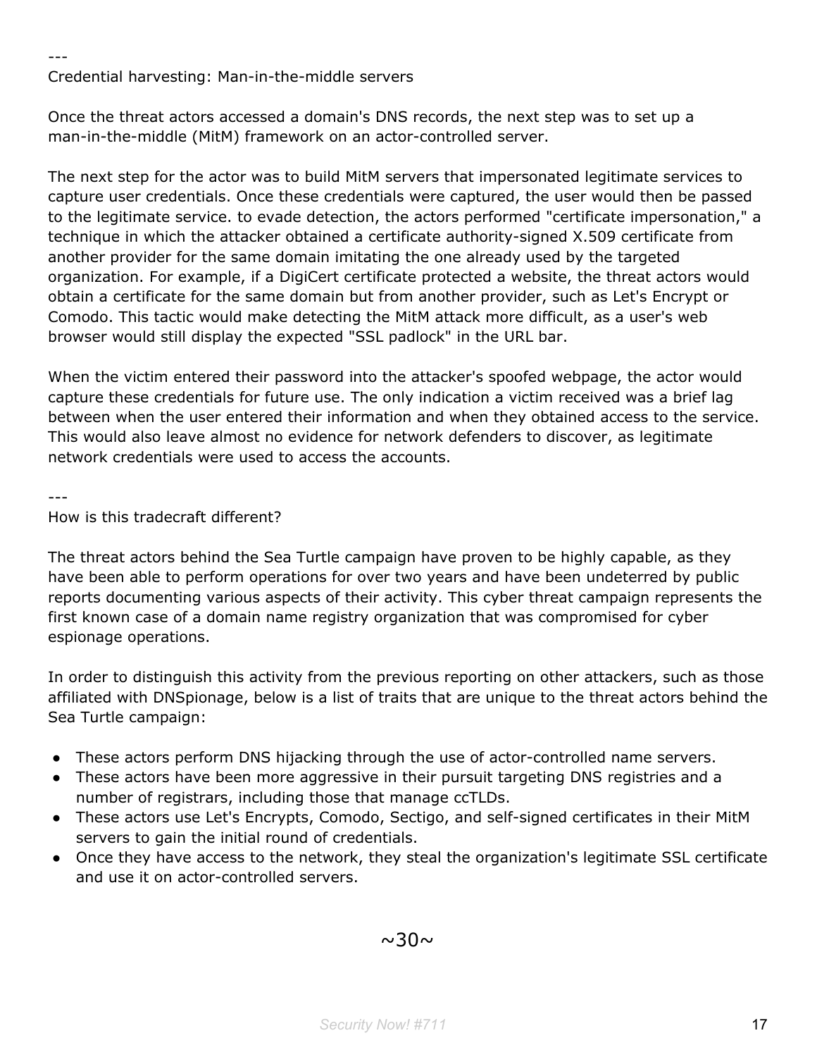---

Credential harvesting: Man-in-the-middle servers

Once the threat actors accessed a domain's DNS records, the next step was to set up a man-in-the-middle (MitM) framework on an actor-controlled server.

The next step for the actor was to build MitM servers that impersonated legitimate services to capture user credentials. Once these credentials were captured, the user would then be passed to the legitimate service. to evade detection, the actors performed "certificate impersonation," a technique in which the attacker obtained a certificate authority-signed X.509 certificate from another provider for the same domain imitating the one already used by the targeted organization. For example, if a DigiCert certificate protected a website, the threat actors would obtain a certificate for the same domain but from another provider, such as Let's Encrypt or Comodo. This tactic would make detecting the MitM attack more difficult, as a user's web browser would still display the expected "SSL padlock" in the URL bar.

When the victim entered their password into the attacker's spoofed webpage, the actor would capture these credentials for future use. The only indication a victim received was a brief lag between when the user entered their information and when they obtained access to the service. This would also leave almost no evidence for network defenders to discover, as legitimate network credentials were used to access the accounts.

---

How is this tradecraft different?

The threat actors behind the Sea Turtle campaign have proven to be highly capable, as they have been able to perform operations for over two years and have been undeterred by public reports documenting various aspects of their activity. This cyber threat campaign represents the first known case of a domain name registry organization that was compromised for cyber espionage operations.

In order to distinguish this activity from the previous reporting on other attackers, such as those affiliated with DNSpionage, below is a list of traits that are unique to the threat actors behind the Sea Turtle campaign:

- These actors perform DNS hijacking through the use of actor-controlled name servers.
- These actors have been more aggressive in their pursuit targeting DNS registries and a number of registrars, including those that manage ccTLDs.
- These actors use Let's Encrypts, Comodo, Sectigo, and self-signed certificates in their MitM servers to gain the initial round of credentials.
- Once they have access to the network, they steal the organization's legitimate SSL certificate and use it on actor-controlled servers.

~30~